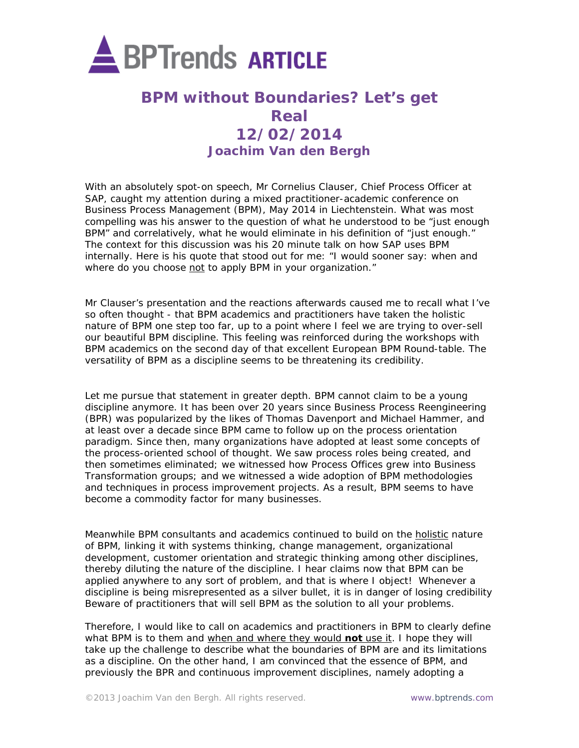# BPTrends ARTICLE

## BPM without Boundaries? Let's get Real
## 12/02/2014
### Joachim Van den Bergh

With an absolutely spot-on speech, Mr Cornelius Clauser, Chief Process Officer at SAP, caught my attention during a mixed practitioner-academic conference on Business Process Management (BPM), May 2014 in Liechtenstein. What was most compelling was his answer to the question of what he understood to be "just enough BPM" and correlatively, what he would eliminate in his definition of "just enough." The context for this discussion was his 20 minute talk on how SAP uses BPM internally. Here is his quote that stood out for me: "I would sooner say: when and where do you choose not to apply BPM in your organization."

Mr Clauser's presentation and the reactions afterwards caused me to recall what I've so often thought - that BPM academics and practitioners have taken the holistic nature of BPM one step too far, up to a point where I feel we are trying to over-sell our beautiful BPM discipline. This feeling was reinforced during the workshops with BPM academics on the second day of that excellent European BPM Round-table. The versatility of BPM as a discipline seems to be threatening its credibility.

Let me pursue that statement in greater depth. BPM cannot claim to be a young discipline anymore. It has been over 20 years since Business Process Reengineering (BPR) was popularized by the likes of Thomas Davenport and Michael Hammer, and at least over a decade since BPM came to follow up on the process orientation paradigm. Since then, many organizations have adopted at least some concepts of the process-oriented school of thought. We saw process roles being created, and then sometimes eliminated; we witnessed how Process Offices grew into Business Transformation groups; and we witnessed a wide adoption of BPM methodologies and techniques in process improvement projects. As a result, BPM seems to have become a commodity factor for many businesses.

Meanwhile BPM consultants and academics continued to build on the holistic nature of BPM, linking it with systems thinking, change management, organizational development, customer orientation and strategic thinking among other disciplines, thereby diluting the nature of the discipline. I hear claims now that BPM can be applied anywhere to any sort of problem, and that is where I object! Whenever a discipline is being misrepresented as a silver bullet, it is in danger of losing credibility Beware of practitioners that will sell BPM as the solution to all your problems.

Therefore, I would like to call on academics and practitioners in BPM to clearly define what BPM is to them and when and where they would **not** use it. I hope they will take up the challenge to describe what the boundaries of BPM are and its limitations as a discipline. On the other hand, I am convinced that the essence of BPM, and previously the BPR and continuous improvement disciplines, namely adopting a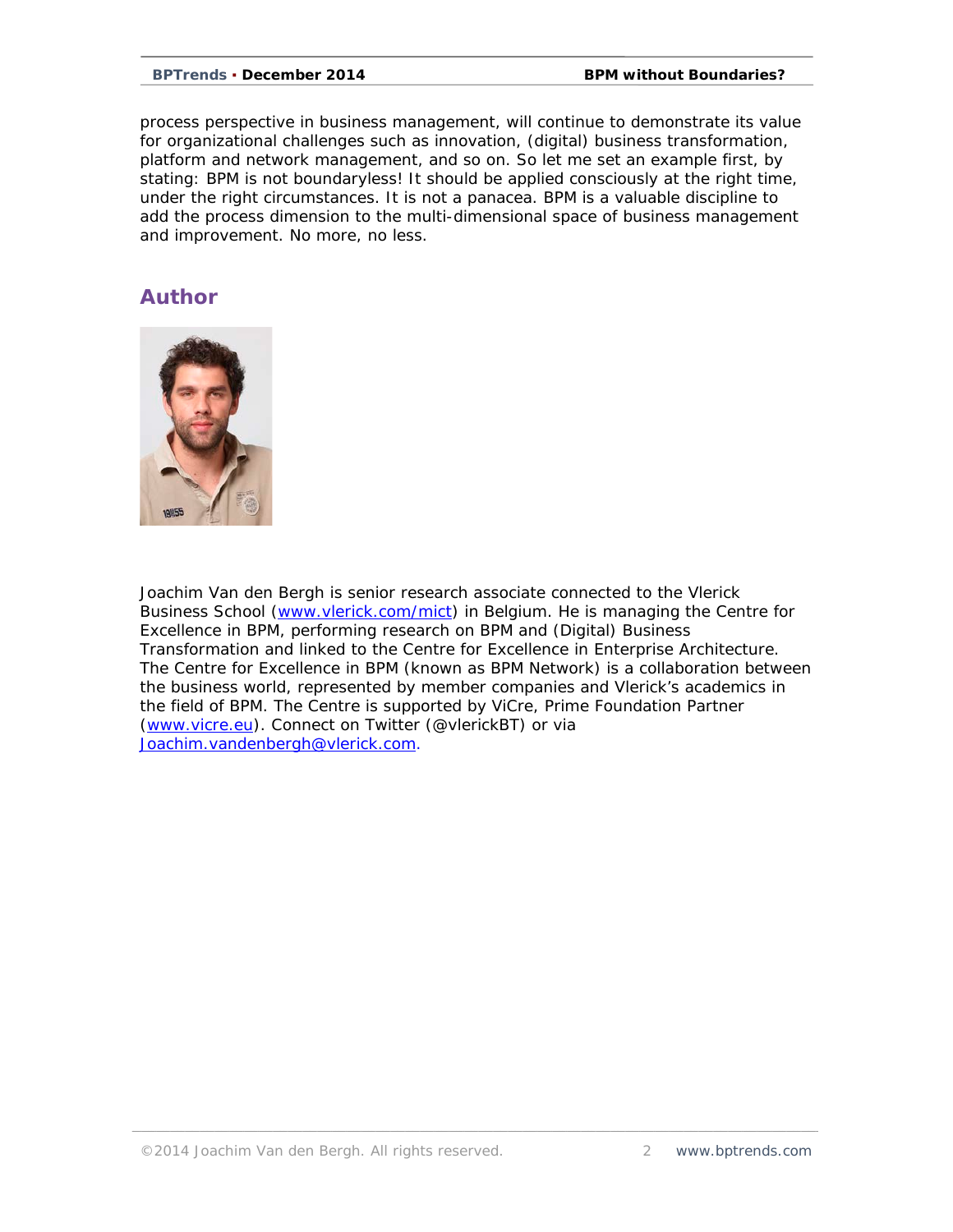process perspective in business management, will continue to demonstrate its value for organizational challenges such as innovation, (digital) business transformation, platform and network management, and so on. So let me set an example first, by stating: BPM is not boundaryless! It should be applied consciously at the right time, under the right circumstances. It is not a panacea. BPM is a valuable discipline to add the process dimension to the multi-dimensional space of business management and improvement. No more, no less.

## Author

Joachim Van den Bergh is senior research associate connected to the Vlerick Business School (www.vlerick.com/mict) in Belgium. He is managing the Centre for Excellence in BPM, performing research on BPM and (Digital) Business Transformation and linked to the Centre for Excellence in Enterprise Architecture. The Centre for Excellence in BPM (known as BPM Network) is a collaboration between the business world, represented by member companies and Vlerick's academics in the field of BPM. The Centre is supported by ViCre, Prime Foundation Partner (www.vicre.eu). Connect on Twitter (@vlerickBT) or via Joachim.vandenbergh@vlerick.com.